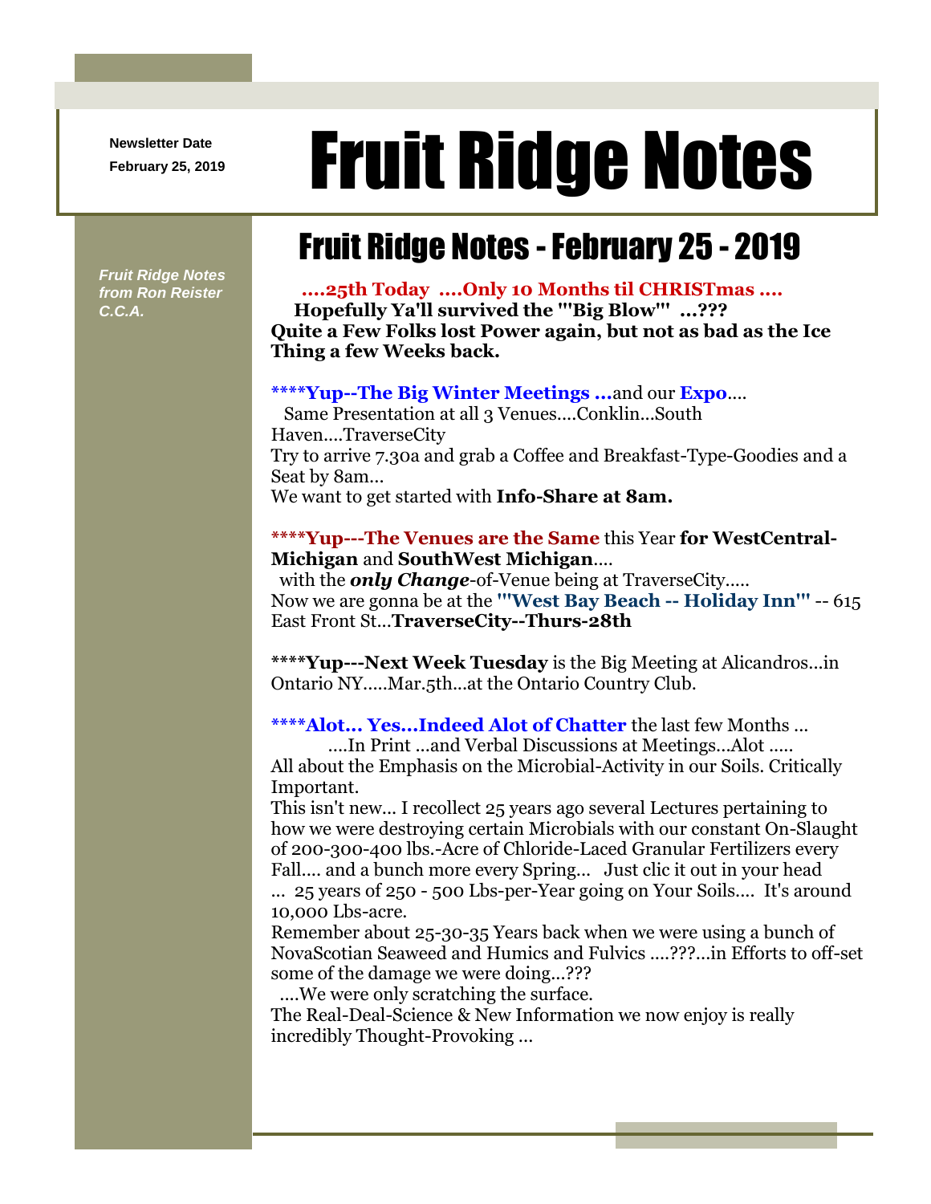Newsletter Date
February 25, 2019

# Fruit Ridge Notes

*Fruit Ridge Notes from Ron Reister C.C.A.*

## Fruit Ridge Notes - February 25 - 2019

**....25th Today ....Only 10 Months til CHRISTmas ....**
**Hopefully Ya'll survived the '"Big Blow'" ...???**
**Quite a Few Folks lost Power again, but not as bad as the Ice Thing a few Weeks back.**

****Yup--The Big Winter Meetings ...**and our **Expo**....
Same Presentation at all 3 Venues....Conklin...South Haven....TraverseCity
Try to arrive 7.30a and grab a Coffee and Breakfast-Type-Goodies and a Seat by 8am...
We want to get started with **Info-Share at 8am.**

****Yup---The Venues are the Same** this Year **for WestCentral-Michigan** and **SouthWest Michigan**....
with the ***only Change***-of-Venue being at TraverseCity.....
Now we are gonna be at the **'"West Bay Beach -- Holiday Inn'"** -- 615 East Front St...**TraverseCity--Thurs-28th**

****Yup---Next Week Tuesday** is the Big Meeting at Alicandros...in Ontario NY.....Mar.5th...at the Ontario Country Club.

****Alot... Yes...Indeed Alot of Chatter** the last few Months ...
....In Print ...and Verbal Discussions at Meetings...Alot .....
All about the Emphasis on the Microbial-Activity in our Soils. Critically Important.
This isn't new... I recollect 25 years ago several Lectures pertaining to how we were destroying certain Microbials with our constant On-Slaught of 200-300-400 lbs.-Acre of Chloride-Laced Granular Fertilizers every Fall.... and a bunch more every Spring... Just clic it out in your head ... 25 years of 250 - 500 Lbs-per-Year going on Your Soils.... It's around 10,000 Lbs-acre.
Remember about 25-30-35 Years back when we were using a bunch of NovaScotian Seaweed and Humics and Fulvics ....???...in Efforts to off-set some of the damage we were doing...???
....We were only scratching the surface.
The Real-Deal-Science & New Information we now enjoy is really incredibly Thought-Provoking ...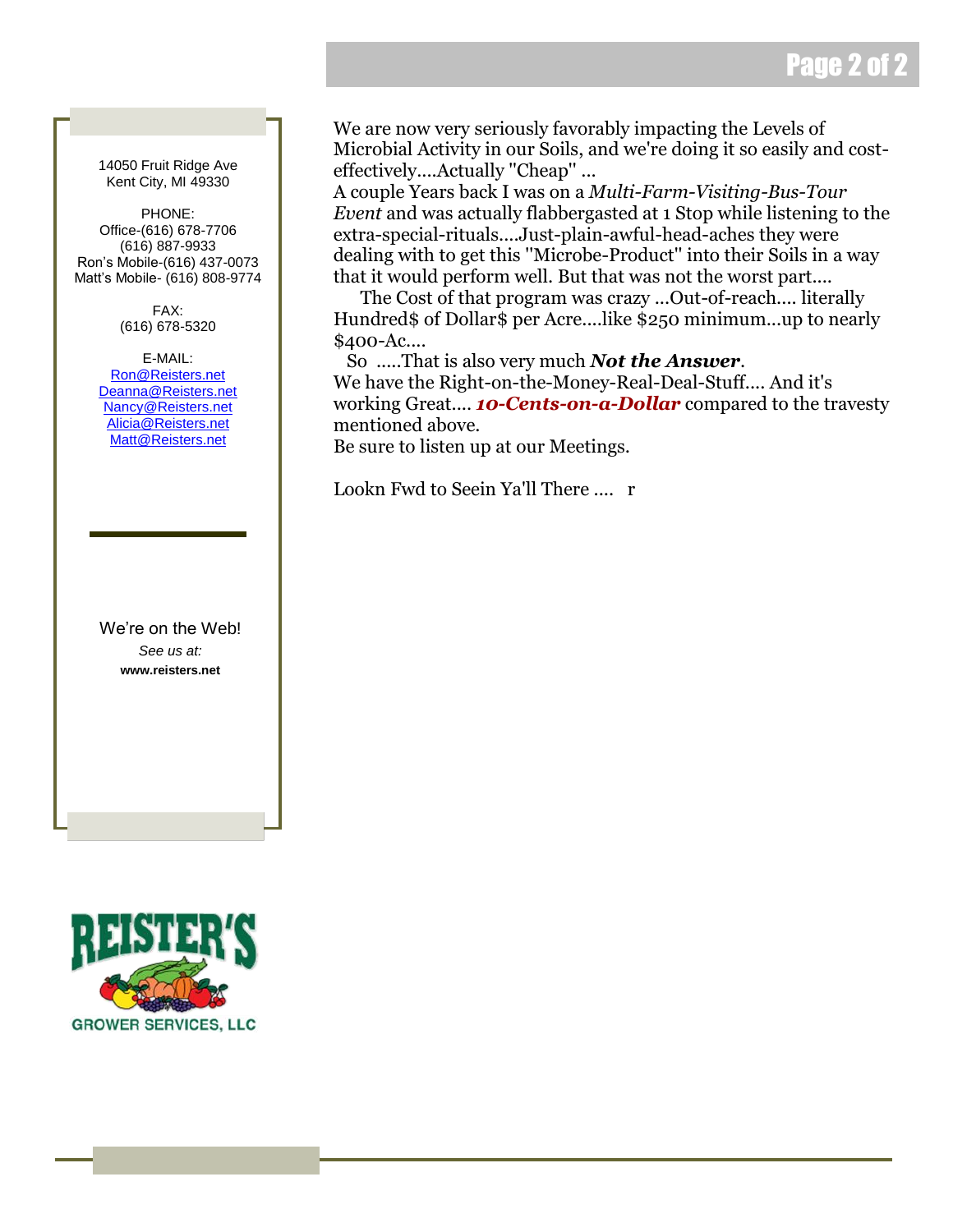We are now very seriously favorably impacting the Levels of Microbial Activity in our Soils, and we're doing it so easily and cost-effectively....Actually "Cheap" ...

A couple Years back I was on a *Multi-Farm-Visiting-Bus-Tour Event* and was actually flabbergasted at 1 Stop while listening to the extra-special-rituals....Just-plain-awful-head-aches they were dealing with to get this "Microbe-Product" into their Soils in a way that it would perform well. But that was not the worst part....

The Cost of that program was crazy ...Out-of-reach.... literally Hundred$ of Dollar$ per Acre....like $250 minimum...up to nearly $400-Ac....

So .....That is also very much ***Not the Answer***.

We have the Right-on-the-Money-Real-Deal-Stuff.... And it's working Great.... ***10-Cents-on-a-Dollar*** compared to the travesty mentioned above.

Be sure to listen up at our Meetings.

Lookn Fwd to Seein Ya'll There .... r

14050 Fruit Ridge Ave
Kent City, MI 49330

PHONE:
Office-(616) 678-7706
(616) 887-9933
Ron's Mobile-(616) 437-0073
Matt's Mobile- (616) 808-9774

FAX:
(616) 678-5320

E-MAIL:
Ron@Reisters.net
Deanna@Reisters.net
Nancy@Reisters.net
Alicia@Reisters.net
Matt@Reisters.net

We're on the Web!
*See us at:*
**www.reisters.net**

REISTER'S
GROWER SERVICES, LLC